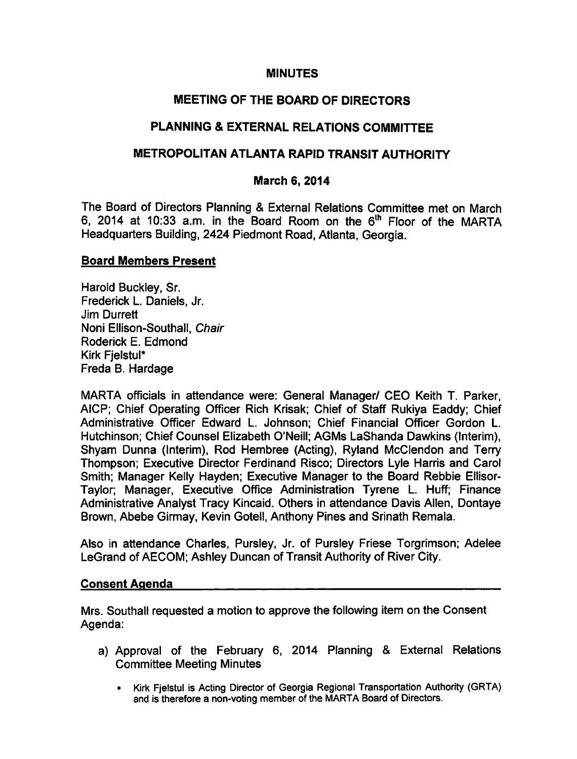# MINUTES

## MEETING OF THE BOARD OF DIRECTORS

## PLANNING & EXTERNAL RELATIONS COMMITTEE

## METROPOLITAN ATLANTA RAPID TRANSIT AUTHORITY

### March 6, 2014

The Board of Directors Planning & External Relations Committee met on March 6, 2014 at 10:33 a.m. in the Board Room on the 6th Floor of the MARTA Headquarters Building, 2424 Piedmont Road, Atlanta, Georgia.

**Board Members Present**

Harold Buckley, Sr.
Frederick L. Daniels, Jr.
Jim Durrett
Noni Ellison-Southall, *Chair*
Roderick E. Edmond
Kirk Fjelstul*
Freda B. Hardage

MARTA officials in attendance were: General Manager/ CEO Keith T. Parker, AICP; Chief Operating Officer Rich Krisak; Chief of Staff Rukiya Eaddy; Chief Administrative Officer Edward L. Johnson; Chief Financial Officer Gordon L. Hutchinson; Chief Counsel Elizabeth O'Neill; AGMs LaShanda Dawkins (Interim), Shyam Dunna (Interim), Rod Hembree (Acting), Ryland McClendon and Terry Thompson; Executive Director Ferdinand Risco; Directors Lyle Harris and Carol Smith; Manager Kelly Hayden; Executive Manager to the Board Rebbie Ellisor-Taylor; Manager, Executive Office Administration Tyrene L. Huff; Finance Administrative Analyst Tracy Kincaid. Others in attendance Davis Allen, Dontaye Brown, Abebe Girmay, Kevin Gotell, Anthony Pines and Srinath Remala.

Also in attendance Charles, Pursley, Jr. of Pursley Friese Torgrimson; Adelee LeGrand of AECOM; Ashley Duncan of Transit Authority of River City.

**Consent Agenda**

Mrs. Southall requested a motion to approve the following item on the Consent Agenda:

a) Approval of the February 6, 2014 Planning & External Relations Committee Meeting Minutes

* Kirk Fjelstul is Acting Director of Georgia Regional Transportation Authority (GRTA) and is therefore a non-voting member of the MARTA Board of Directors.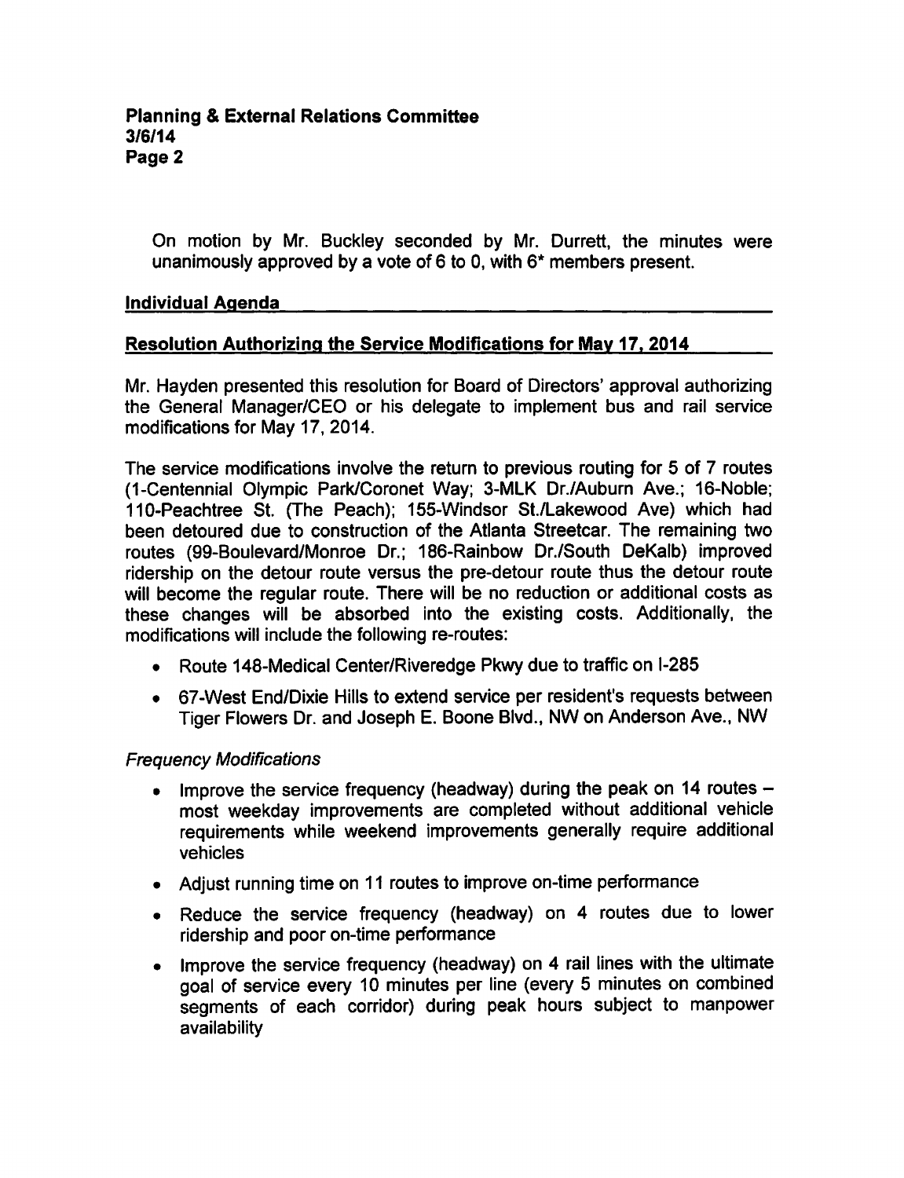On motion by Mr. Buckley seconded by Mr. Durrett, the minutes were unanimously approved by a vote of 6 to 0, with 6* members present.

## Individual Agenda

## Resolution Authorizing the Service Modifications for May 17, 2014

Mr. Hayden presented this resolution for Board of Directors' approval authorizing the General Manager/CEO or his delegate to implement bus and rail service modifications for May 17, 2014.

The service modifications involve the return to previous routing for 5 of 7 routes (1-Centennial Olympic Park/Coronet Way; 3-MLK Dr./Auburn Ave.; 16-Noble; 110-Peachtree St. (The Peach); 155-Windsor St./Lakewood Ave) which had been detoured due to construction of the Atlanta Streetcar. The remaining two routes (99-Boulevard/Monroe Dr.; 186-Rainbow Dr./South DeKalb) improved ridership on the detour route versus the pre-detour route thus the detour route will become the regular route. There will be no reduction or additional costs as these changes will be absorbed into the existing costs. Additionally, the modifications will include the following re-routes:

- Route 148-Medical Center/Riveredge Pkwy due to traffic on I-285
- 67-West End/Dixie Hills to extend service per resident's requests between Tiger Flowers Dr. and Joseph E. Boone Blvd., NW on Anderson Ave., NW

*Frequency Modifications*

- Improve the service frequency (headway) during the peak on 14 routes – most weekday improvements are completed without additional vehicle requirements while weekend improvements generally require additional vehicles
- Adjust running time on 11 routes to improve on-time performance
- Reduce the service frequency (headway) on 4 routes due to lower ridership and poor on-time performance
- Improve the service frequency (headway) on 4 rail lines with the ultimate goal of service every 10 minutes per line (every 5 minutes on combined segments of each corridor) during peak hours subject to manpower availability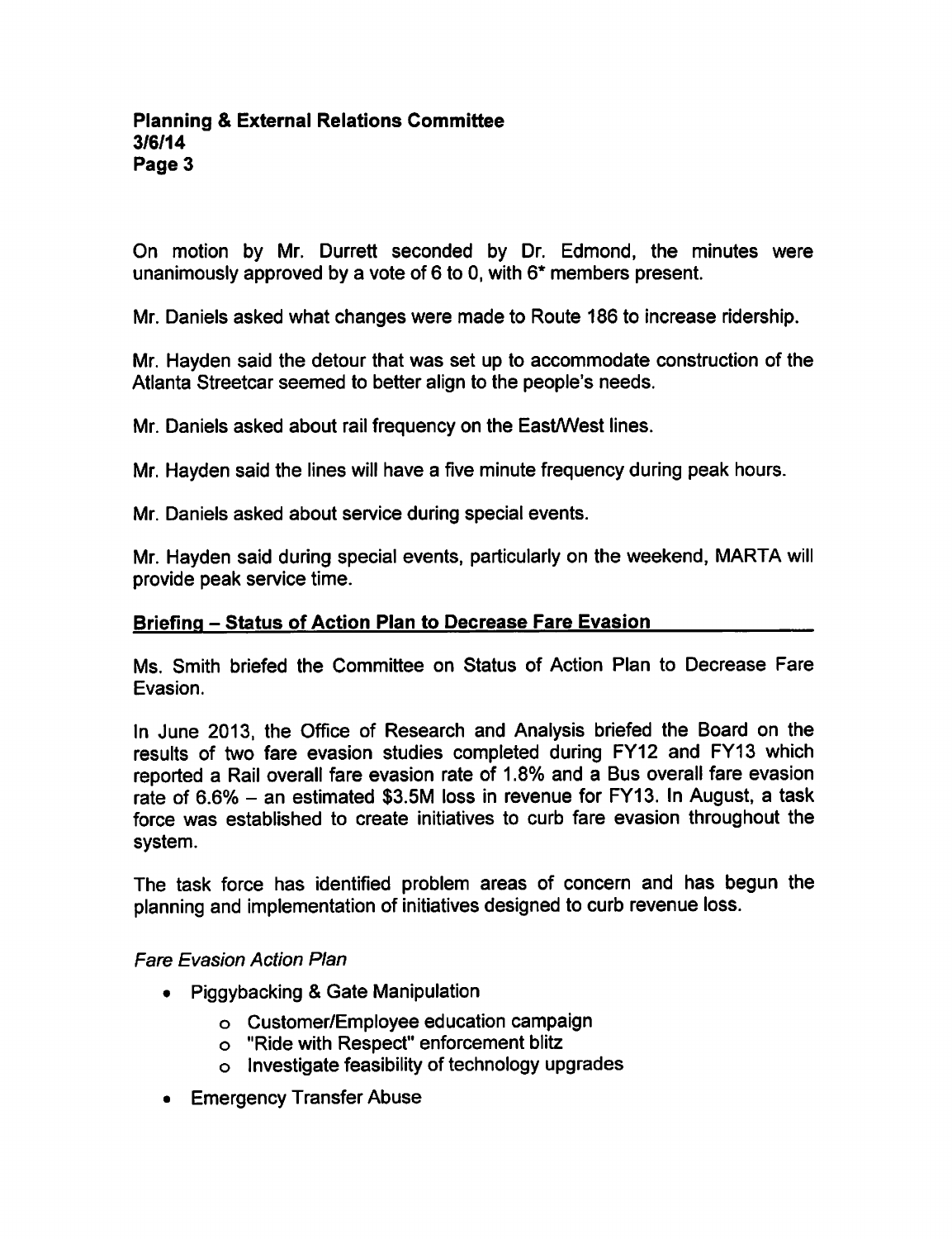On motion by Mr. Durrett seconded by Dr. Edmond, the minutes were unanimously approved by a vote of 6 to 0, with 6* members present.

Mr. Daniels asked what changes were made to Route 186 to increase ridership.

Mr. Hayden said the detour that was set up to accommodate construction of the Atlanta Streetcar seemed to better align to the people's needs.

Mr. Daniels asked about rail frequency on the East/West lines.

Mr. Hayden said the lines will have a five minute frequency during peak hours.

Mr. Daniels asked about service during special events.

Mr. Hayden said during special events, particularly on the weekend, MARTA will provide peak service time.

## Briefing – Status of Action Plan to Decrease Fare Evasion

Ms. Smith briefed the Committee on Status of Action Plan to Decrease Fare Evasion.

In June 2013, the Office of Research and Analysis briefed the Board on the results of two fare evasion studies completed during FY12 and FY13 which reported a Rail overall fare evasion rate of 1.8% and a Bus overall fare evasion rate of 6.6% – an estimated $3.5M loss in revenue for FY13. In August, a task force was established to create initiatives to curb fare evasion throughout the system.

The task force has identified problem areas of concern and has begun the planning and implementation of initiatives designed to curb revenue loss.

*Fare Evasion Action Plan*

- Piggybacking & Gate Manipulation
  - Customer/Employee education campaign
  - "Ride with Respect" enforcement blitz
  - Investigate feasibility of technology upgrades
- Emergency Transfer Abuse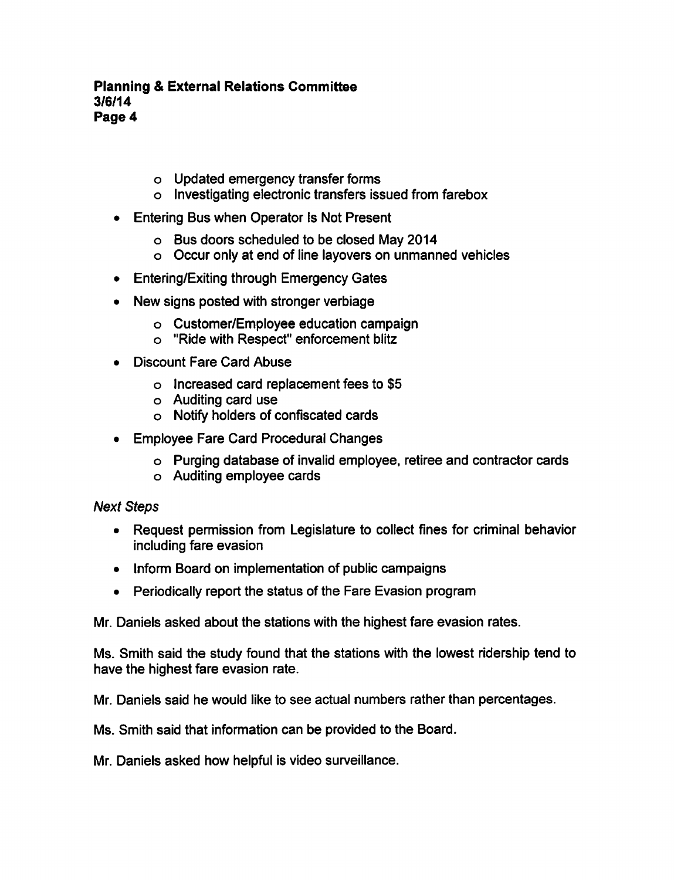- Updated emergency transfer forms
  - Investigating electronic transfers issued from farebox
- Entering Bus when Operator Is Not Present
  - Bus doors scheduled to be closed May 2014
  - Occur only at end of line layovers on unmanned vehicles
- Entering/Exiting through Emergency Gates
- New signs posted with stronger verbiage
  - Customer/Employee education campaign
  - "Ride with Respect" enforcement blitz
- Discount Fare Card Abuse
  - Increased card replacement fees to $5
  - Auditing card use
  - Notify holders of confiscated cards
- Employee Fare Card Procedural Changes
  - Purging database of invalid employee, retiree and contractor cards
  - Auditing employee cards

*Next Steps*

- Request permission from Legislature to collect fines for criminal behavior including fare evasion
- Inform Board on implementation of public campaigns
- Periodically report the status of the Fare Evasion program

Mr. Daniels asked about the stations with the highest fare evasion rates.

Ms. Smith said the study found that the stations with the lowest ridership tend to have the highest fare evasion rate.

Mr. Daniels said he would like to see actual numbers rather than percentages.

Ms. Smith said that information can be provided to the Board.

Mr. Daniels asked how helpful is video surveillance.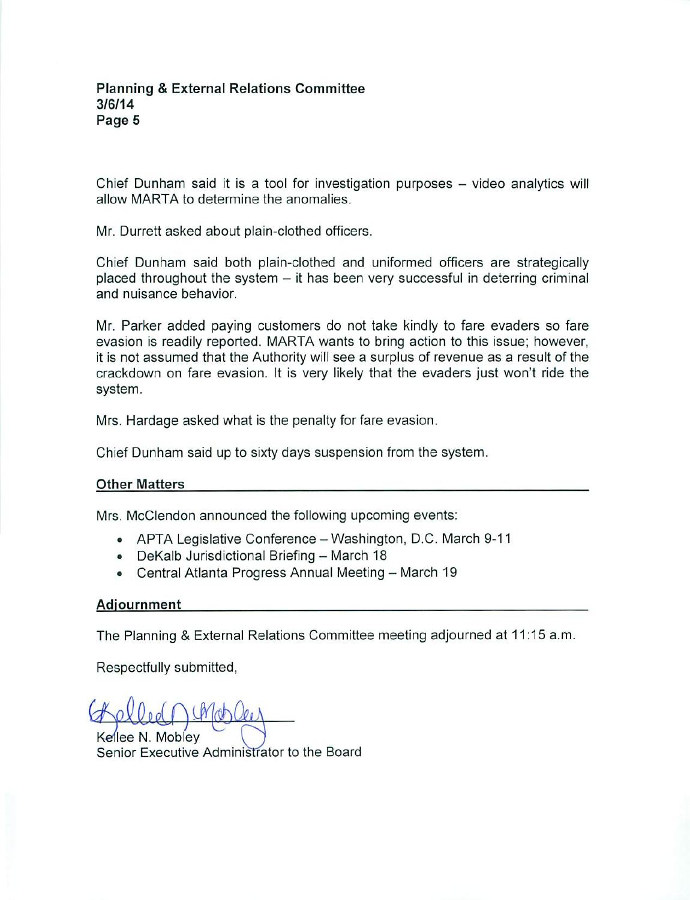Chief Dunham said it is a tool for investigation purposes – video analytics will allow MARTA to determine the anomalies.

Mr. Durrett asked about plain-clothed officers.

Chief Dunham said both plain-clothed and uniformed officers are strategically placed throughout the system – it has been very successful in deterring criminal and nuisance behavior.

Mr. Parker added paying customers do not take kindly to fare evaders so fare evasion is readily reported. MARTA wants to bring action to this issue; however, it is not assumed that the Authority will see a surplus of revenue as a result of the crackdown on fare evasion. It is very likely that the evaders just won't ride the system.

Mrs. Hardage asked what is the penalty for fare evasion.

Chief Dunham said up to sixty days suspension from the system.

## Other Matters

Mrs. McClendon announced the following upcoming events:

- APTA Legislative Conference – Washington, D.C. March 9-11
- DeKalb Jurisdictional Briefing – March 18
- Central Atlanta Progress Annual Meeting – March 19

## Adjournment

The Planning & External Relations Committee meeting adjourned at 11:15 a.m.

Respectfully submitted,

Kellee N. Mobley
Senior Executive Administrator to the Board